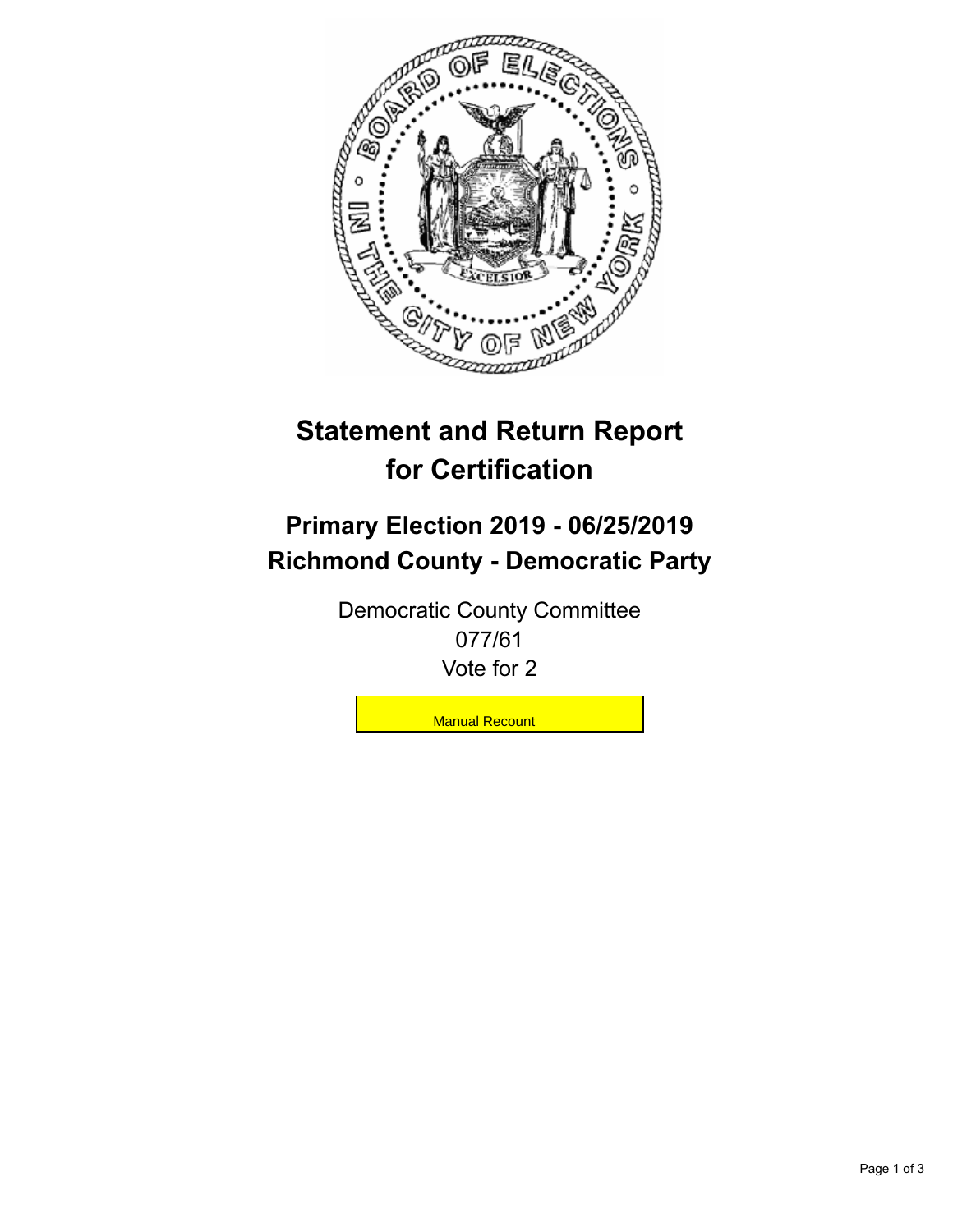# Statement and Return Report for Certification

## Primary Election 2019 - 06/25/2019
## Richmond County - Democratic Party

Democratic County Committee
077/61
Vote for 2

Manual Recount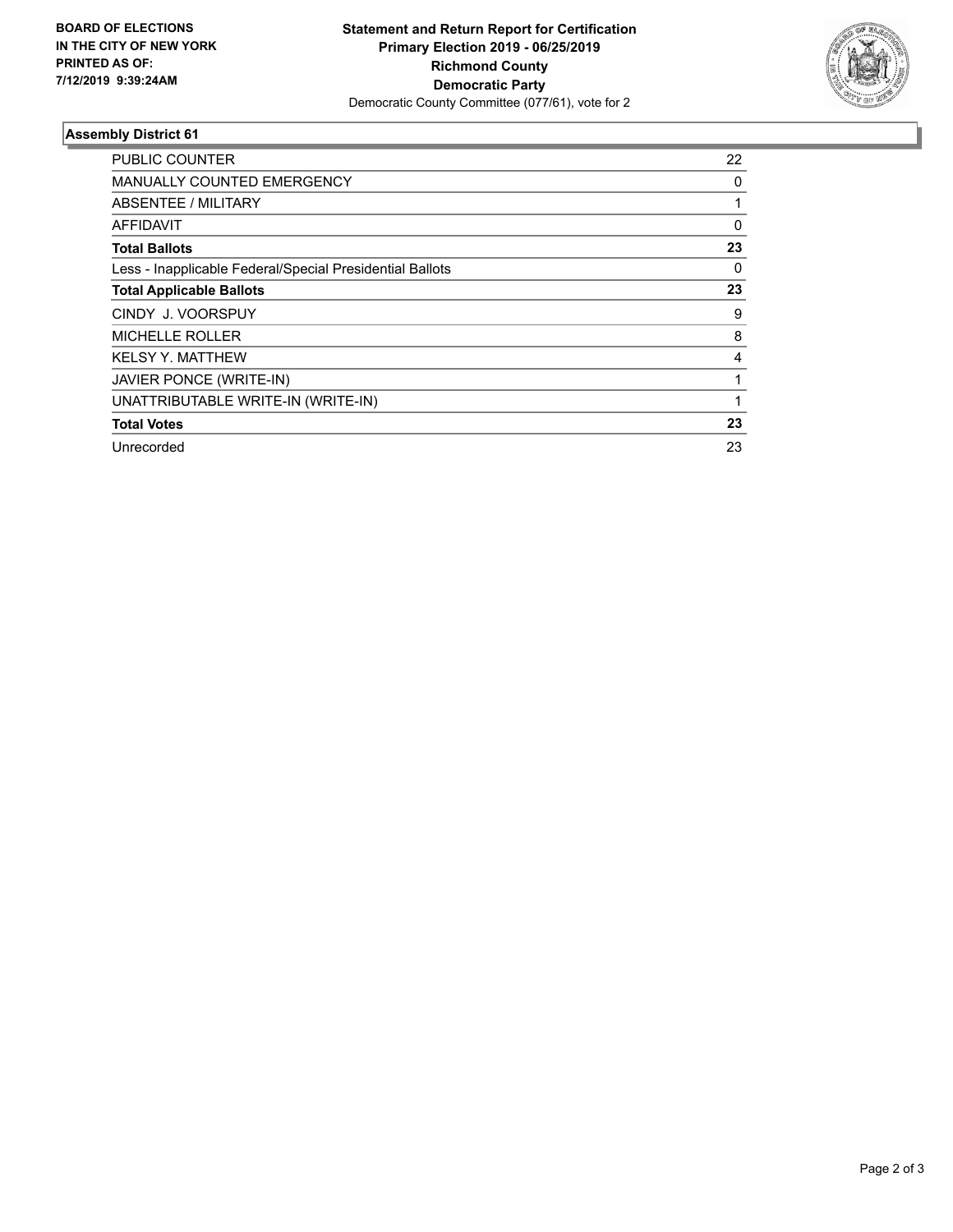**BOARD OF ELECTIONS IN THE CITY OF NEW YORK PRINTED AS OF: 7/12/2019 9:39:24AM**

**Statement and Return Report for Certification**
**Primary Election 2019 - 06/25/2019**
**Richmond County**
**Democratic Party**
Democratic County Committee (077/61), vote for 2

### Assembly District 61

| | |
|---|---|
| PUBLIC COUNTER | 22 |
| MANUALLY COUNTED EMERGENCY | 0 |
| ABSENTEE / MILITARY | 1 |
| AFFIDAVIT | 0 |
| **Total Ballots** | **23** |
| Less - Inapplicable Federal/Special Presidential Ballots | 0 |
| **Total Applicable Ballots** | **23** |
| CINDY J. VOORSPUY | 9 |
| MICHELLE ROLLER | 8 |
| KELSY Y. MATTHEW | 4 |
| JAVIER PONCE (WRITE-IN) | 1 |
| UNATTRIBUTABLE WRITE-IN (WRITE-IN) | 1 |
| **Total Votes** | **23** |
| Unrecorded | 23 |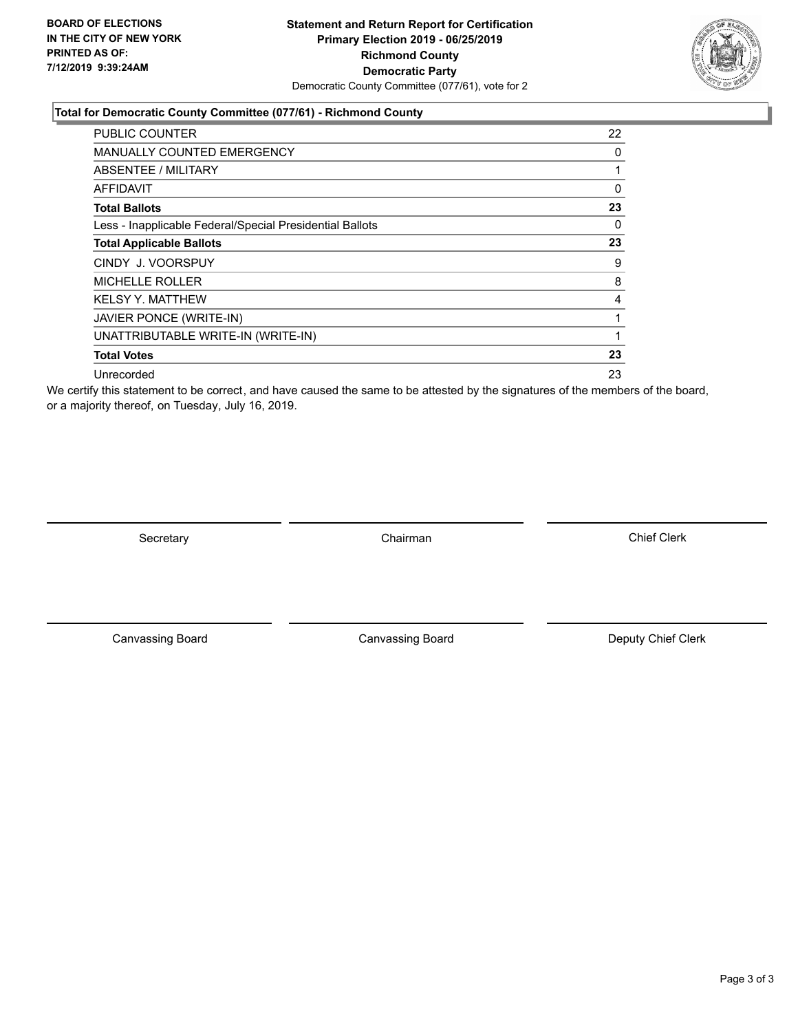**BOARD OF ELECTIONS IN THE CITY OF NEW YORK PRINTED AS OF: 7/12/2019 9:39:24AM**

**Statement and Return Report for Certification**
**Primary Election 2019 - 06/25/2019**
**Richmond County**
**Democratic Party**
Democratic County Committee (077/61), vote for 2

### Total for Democratic County Committee (077/61) - Richmond County

| | |
|---|---|
| PUBLIC COUNTER | 22 |
| MANUALLY COUNTED EMERGENCY | 0 |
| ABSENTEE / MILITARY | 1 |
| AFFIDAVIT | 0 |
| **Total Ballots** | **23** |
| Less - Inapplicable Federal/Special Presidential Ballots | 0 |
| **Total Applicable Ballots** | **23** |
| CINDY J. VOORSPUY | 9 |
| MICHELLE ROLLER | 8 |
| KELSY Y. MATTHEW | 4 |
| JAVIER PONCE (WRITE-IN) | 1 |
| UNATTRIBUTABLE WRITE-IN (WRITE-IN) | 1 |
| **Total Votes** | **23** |
| Unrecorded | 23 |

We certify this statement to be correct, and have caused the same to be attested by the signatures of the members of the board, or a majority thereof, on Tuesday, July 16, 2019.

Secretary

Chairman

Chief Clerk

Canvassing Board

Canvassing Board

Deputy Chief Clerk